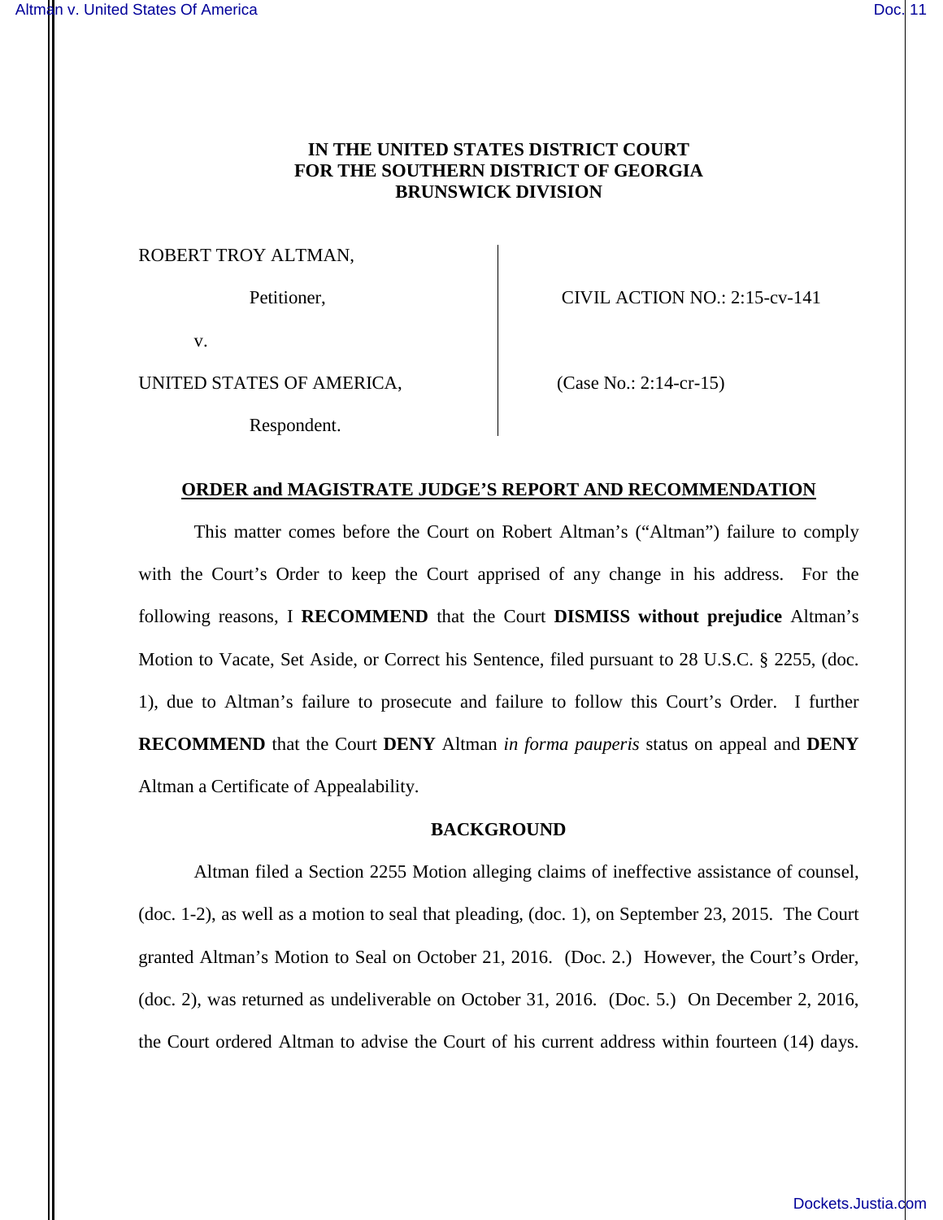**IN THE UNITED STATES DISTRICT COURT**
**FOR THE SOUTHERN DISTRICT OF GEORGIA**
**BRUNSWICK DIVISION**

| | |
|---|---|
| ROBERT TROY ALTMAN, | |
| Petitioner, | CIVIL ACTION NO.: 2:15-cv-141 |
| v. | |
| UNITED STATES OF AMERICA, | (Case No.: 2:14-cr-15) |
| Respondent. | |

**ORDER and MAGISTRATE JUDGE'S REPORT AND RECOMMENDATION**

This matter comes before the Court on Robert Altman's ("Altman") failure to comply with the Court's Order to keep the Court apprised of any change in his address. For the following reasons, I **RECOMMEND** that the Court **DISMISS without prejudice** Altman's Motion to Vacate, Set Aside, or Correct his Sentence, filed pursuant to 28 U.S.C. § 2255, (doc. 1), due to Altman's failure to prosecute and failure to follow this Court's Order. I further **RECOMMEND** that the Court **DENY** Altman *in forma pauperis* status on appeal and **DENY** Altman a Certificate of Appealability.

**BACKGROUND**

Altman filed a Section 2255 Motion alleging claims of ineffective assistance of counsel, (doc. 1-2), as well as a motion to seal that pleading, (doc. 1), on September 23, 2015. The Court granted Altman's Motion to Seal on October 21, 2016. (Doc. 2.) However, the Court's Order, (doc. 2), was returned as undeliverable on October 31, 2016. (Doc. 5.) On December 2, 2016, the Court ordered Altman to advise the Court of his current address within fourteen (14) days.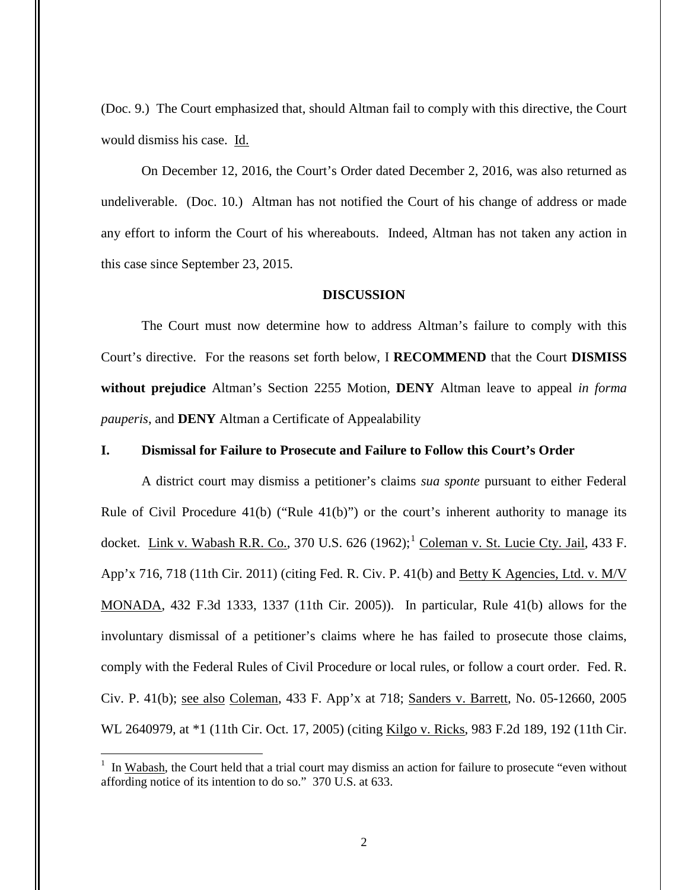(Doc. 9.) The Court emphasized that, should Altman fail to comply with this directive, the Court would dismiss his case. Id.

On December 12, 2016, the Court's Order dated December 2, 2016, was also returned as undeliverable. (Doc. 10.) Altman has not notified the Court of his change of address or made any effort to inform the Court of his whereabouts. Indeed, Altman has not taken any action in this case since September 23, 2015.

## DISCUSSION

The Court must now determine how to address Altman's failure to comply with this Court's directive. For the reasons set forth below, I **RECOMMEND** that the Court **DISMISS without prejudice** Altman's Section 2255 Motion, **DENY** Altman leave to appeal *in forma pauperis*, and **DENY** Altman a Certificate of Appealability

### I. Dismissal for Failure to Prosecute and Failure to Follow this Court's Order

A district court may dismiss a petitioner's claims *sua sponte* pursuant to either Federal Rule of Civil Procedure 41(b) ("Rule 41(b)") or the court's inherent authority to manage its docket. Link v. Wabash R.R. Co., 370 U.S. 626 (1962);[1] Coleman v. St. Lucie Cty. Jail, 433 F. App'x 716, 718 (11th Cir. 2011) (citing Fed. R. Civ. P. 41(b) and Betty K Agencies, Ltd. v. M/V MONADA, 432 F.3d 1333, 1337 (11th Cir. 2005)). In particular, Rule 41(b) allows for the involuntary dismissal of a petitioner's claims where he has failed to prosecute those claims, comply with the Federal Rules of Civil Procedure or local rules, or follow a court order. Fed. R. Civ. P. 41(b); see also Coleman, 433 F. App'x at 718; Sanders v. Barrett, No. 05-12660, 2005 WL 2640979, at *1 (11th Cir. Oct. 17, 2005) (citing Kilgo v. Ricks, 983 F.2d 189, 192 (11th Cir.

---

[1] In Wabash, the Court held that a trial court may dismiss an action for failure to prosecute "even without affording notice of its intention to do so." 370 U.S. at 633.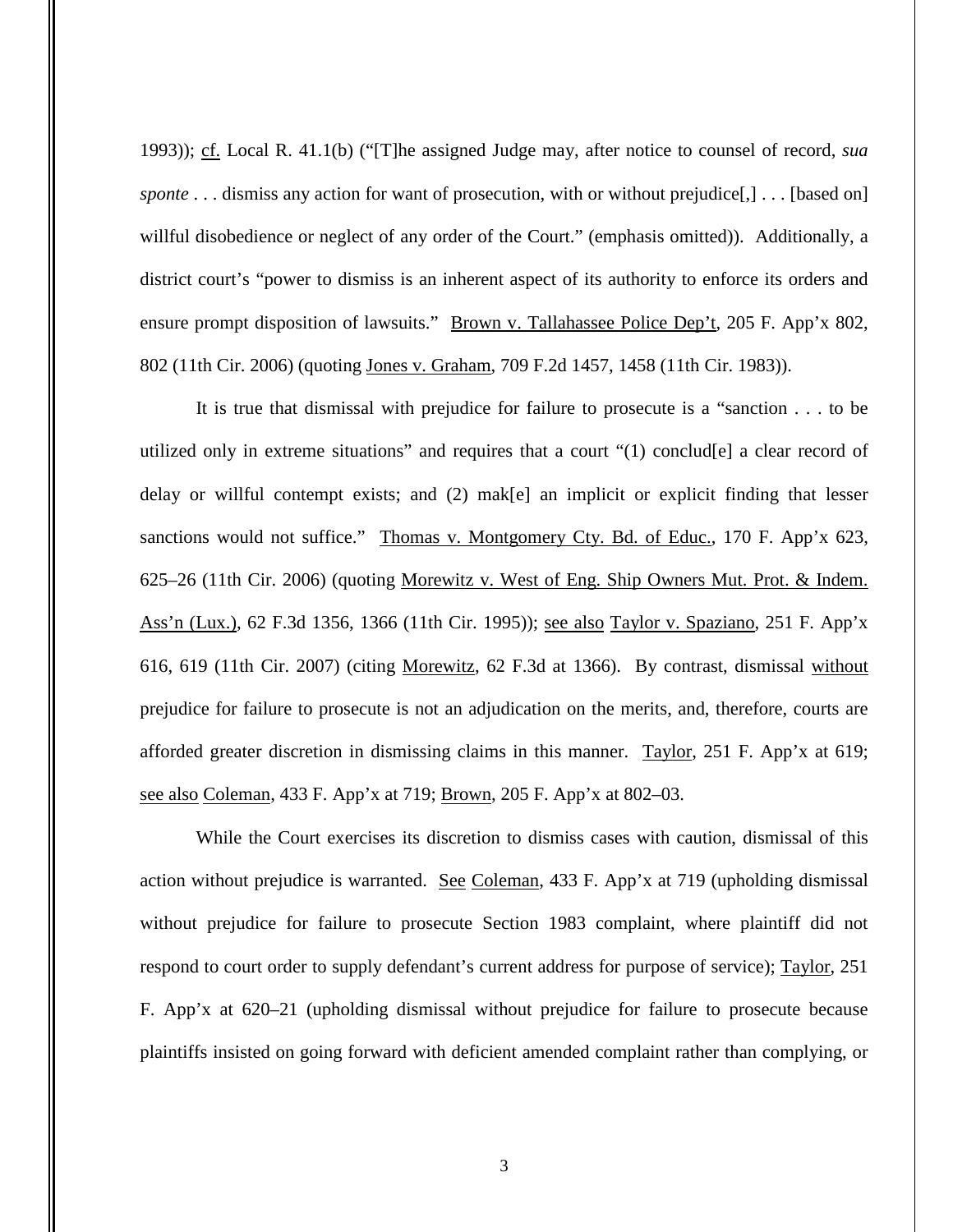1993)); cf. Local R. 41.1(b) ("[T]he assigned Judge may, after notice to counsel of record, *sua sponte* . . . dismiss any action for want of prosecution, with or without prejudice[,] . . . [based on] willful disobedience or neglect of any order of the Court." (emphasis omitted)). Additionally, a district court's "power to dismiss is an inherent aspect of its authority to enforce its orders and ensure prompt disposition of lawsuits." Brown v. Tallahassee Police Dep't, 205 F. App'x 802, 802 (11th Cir. 2006) (quoting Jones v. Graham, 709 F.2d 1457, 1458 (11th Cir. 1983)).

It is true that dismissal with prejudice for failure to prosecute is a "sanction . . . to be utilized only in extreme situations" and requires that a court "(1) conclud[e] a clear record of delay or willful contempt exists; and (2) mak[e] an implicit or explicit finding that lesser sanctions would not suffice." Thomas v. Montgomery Cty. Bd. of Educ., 170 F. App'x 623, 625–26 (11th Cir. 2006) (quoting Morewitz v. West of Eng. Ship Owners Mut. Prot. & Indem. Ass'n (Lux.), 62 F.3d 1356, 1366 (11th Cir. 1995)); see also Taylor v. Spaziano, 251 F. App'x 616, 619 (11th Cir. 2007) (citing Morewitz, 62 F.3d at 1366). By contrast, dismissal without prejudice for failure to prosecute is not an adjudication on the merits, and, therefore, courts are afforded greater discretion in dismissing claims in this manner. Taylor, 251 F. App'x at 619; see also Coleman, 433 F. App'x at 719; Brown, 205 F. App'x at 802–03.

While the Court exercises its discretion to dismiss cases with caution, dismissal of this action without prejudice is warranted. See Coleman, 433 F. App'x at 719 (upholding dismissal without prejudice for failure to prosecute Section 1983 complaint, where plaintiff did not respond to court order to supply defendant's current address for purpose of service); Taylor, 251 F. App'x at 620–21 (upholding dismissal without prejudice for failure to prosecute because plaintiffs insisted on going forward with deficient amended complaint rather than complying, or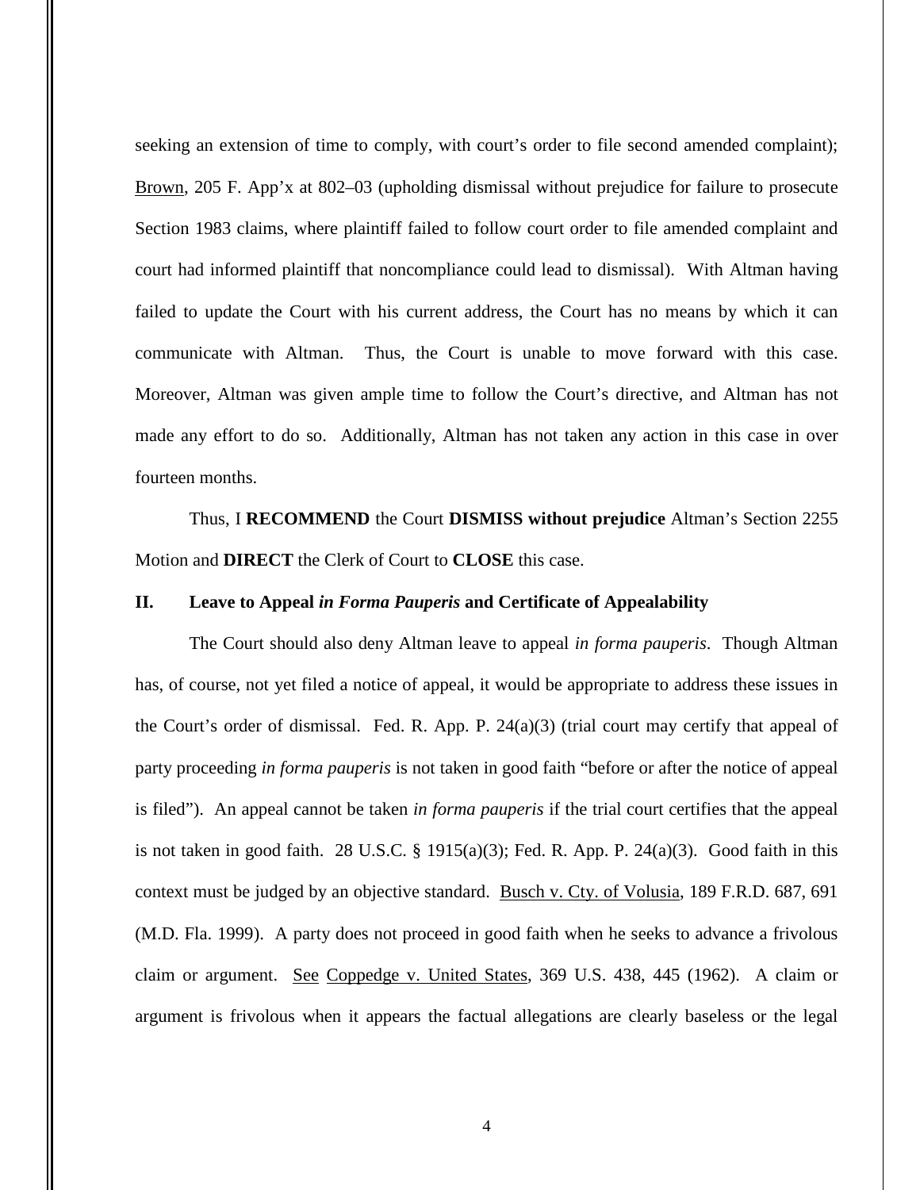seeking an extension of time to comply, with court's order to file second amended complaint); Brown, 205 F. App'x at 802–03 (upholding dismissal without prejudice for failure to prosecute Section 1983 claims, where plaintiff failed to follow court order to file amended complaint and court had informed plaintiff that noncompliance could lead to dismissal). With Altman having failed to update the Court with his current address, the Court has no means by which it can communicate with Altman. Thus, the Court is unable to move forward with this case. Moreover, Altman was given ample time to follow the Court's directive, and Altman has not made any effort to do so. Additionally, Altman has not taken any action in this case in over fourteen months.

Thus, I **RECOMMEND** the Court **DISMISS without prejudice** Altman's Section 2255 Motion and **DIRECT** the Clerk of Court to **CLOSE** this case.

## II. Leave to Appeal *in Forma Pauperis* and Certificate of Appealability

The Court should also deny Altman leave to appeal *in forma pauperis*. Though Altman has, of course, not yet filed a notice of appeal, it would be appropriate to address these issues in the Court's order of dismissal. Fed. R. App. P. 24(a)(3) (trial court may certify that appeal of party proceeding *in forma pauperis* is not taken in good faith "before or after the notice of appeal is filed"). An appeal cannot be taken *in forma pauperis* if the trial court certifies that the appeal is not taken in good faith. 28 U.S.C. § 1915(a)(3); Fed. R. App. P. 24(a)(3). Good faith in this context must be judged by an objective standard. Busch v. Cty. of Volusia, 189 F.R.D. 687, 691 (M.D. Fla. 1999). A party does not proceed in good faith when he seeks to advance a frivolous claim or argument. See Coppedge v. United States, 369 U.S. 438, 445 (1962). A claim or argument is frivolous when it appears the factual allegations are clearly baseless or the legal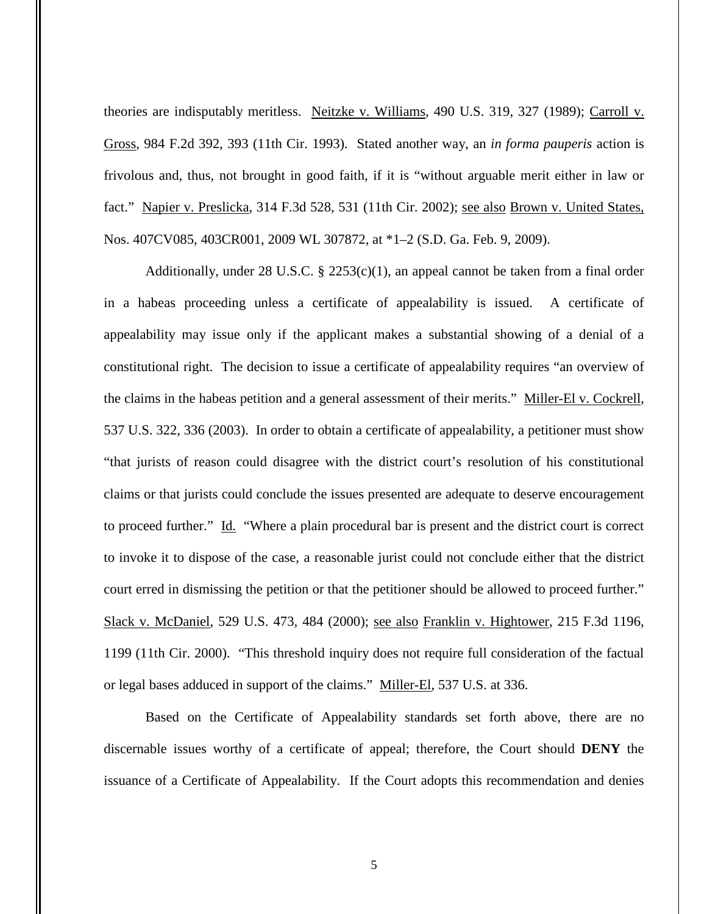theories are indisputably meritless. Neitzke v. Williams, 490 U.S. 319, 327 (1989); Carroll v. Gross, 984 F.2d 392, 393 (11th Cir. 1993). Stated another way, an *in forma pauperis* action is frivolous and, thus, not brought in good faith, if it is "without arguable merit either in law or fact." Napier v. Preslicka, 314 F.3d 528, 531 (11th Cir. 2002); see also Brown v. United States, Nos. 407CV085, 403CR001, 2009 WL 307872, at *1–2 (S.D. Ga. Feb. 9, 2009).

Additionally, under 28 U.S.C. § 2253(c)(1), an appeal cannot be taken from a final order in a habeas proceeding unless a certificate of appealability is issued. A certificate of appealability may issue only if the applicant makes a substantial showing of a denial of a constitutional right. The decision to issue a certificate of appealability requires "an overview of the claims in the habeas petition and a general assessment of their merits." Miller-El v. Cockrell, 537 U.S. 322, 336 (2003). In order to obtain a certificate of appealability, a petitioner must show "that jurists of reason could disagree with the district court's resolution of his constitutional claims or that jurists could conclude the issues presented are adequate to deserve encouragement to proceed further." Id. "Where a plain procedural bar is present and the district court is correct to invoke it to dispose of the case, a reasonable jurist could not conclude either that the district court erred in dismissing the petition or that the petitioner should be allowed to proceed further." Slack v. McDaniel, 529 U.S. 473, 484 (2000); see also Franklin v. Hightower, 215 F.3d 1196, 1199 (11th Cir. 2000). "This threshold inquiry does not require full consideration of the factual or legal bases adduced in support of the claims." Miller-El, 537 U.S. at 336.

Based on the Certificate of Appealability standards set forth above, there are no discernable issues worthy of a certificate of appeal; therefore, the Court should **DENY** the issuance of a Certificate of Appealability. If the Court adopts this recommendation and denies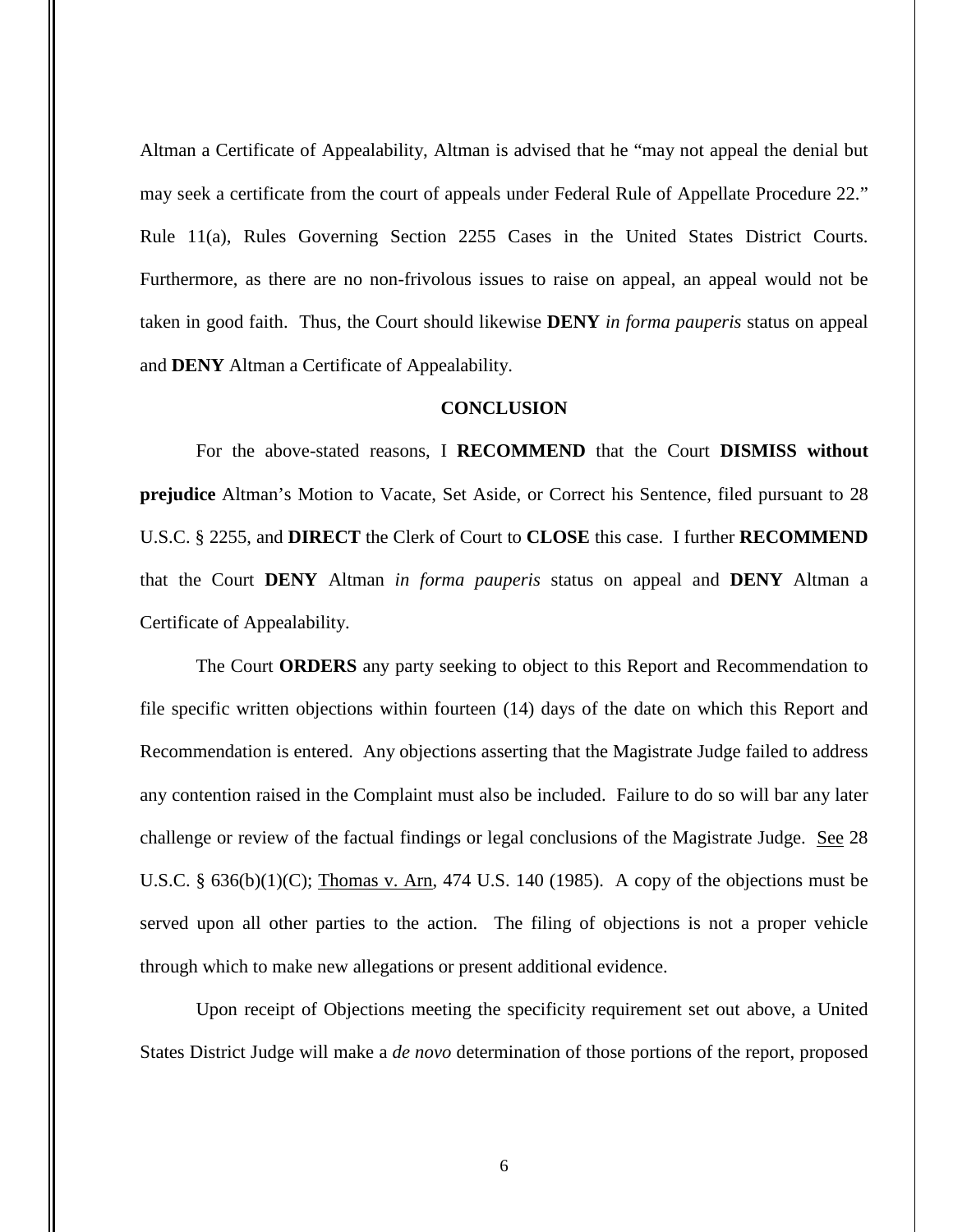Altman a Certificate of Appealability, Altman is advised that he "may not appeal the denial but may seek a certificate from the court of appeals under Federal Rule of Appellate Procedure 22." Rule 11(a), Rules Governing Section 2255 Cases in the United States District Courts. Furthermore, as there are no non-frivolous issues to raise on appeal, an appeal would not be taken in good faith. Thus, the Court should likewise **DENY** *in forma pauperis* status on appeal and **DENY** Altman a Certificate of Appealability.

**CONCLUSION**

For the above-stated reasons, I **RECOMMEND** that the Court **DISMISS without prejudice** Altman's Motion to Vacate, Set Aside, or Correct his Sentence, filed pursuant to 28 U.S.C. § 2255, and **DIRECT** the Clerk of Court to **CLOSE** this case. I further **RECOMMEND** that the Court **DENY** Altman *in forma pauperis* status on appeal and **DENY** Altman a Certificate of Appealability.

The Court **ORDERS** any party seeking to object to this Report and Recommendation to file specific written objections within fourteen (14) days of the date on which this Report and Recommendation is entered. Any objections asserting that the Magistrate Judge failed to address any contention raised in the Complaint must also be included. Failure to do so will bar any later challenge or review of the factual findings or legal conclusions of the Magistrate Judge. See 28 U.S.C. § 636(b)(1)(C); Thomas v. Arn, 474 U.S. 140 (1985). A copy of the objections must be served upon all other parties to the action. The filing of objections is not a proper vehicle through which to make new allegations or present additional evidence.

Upon receipt of Objections meeting the specificity requirement set out above, a United States District Judge will make a *de novo* determination of those portions of the report, proposed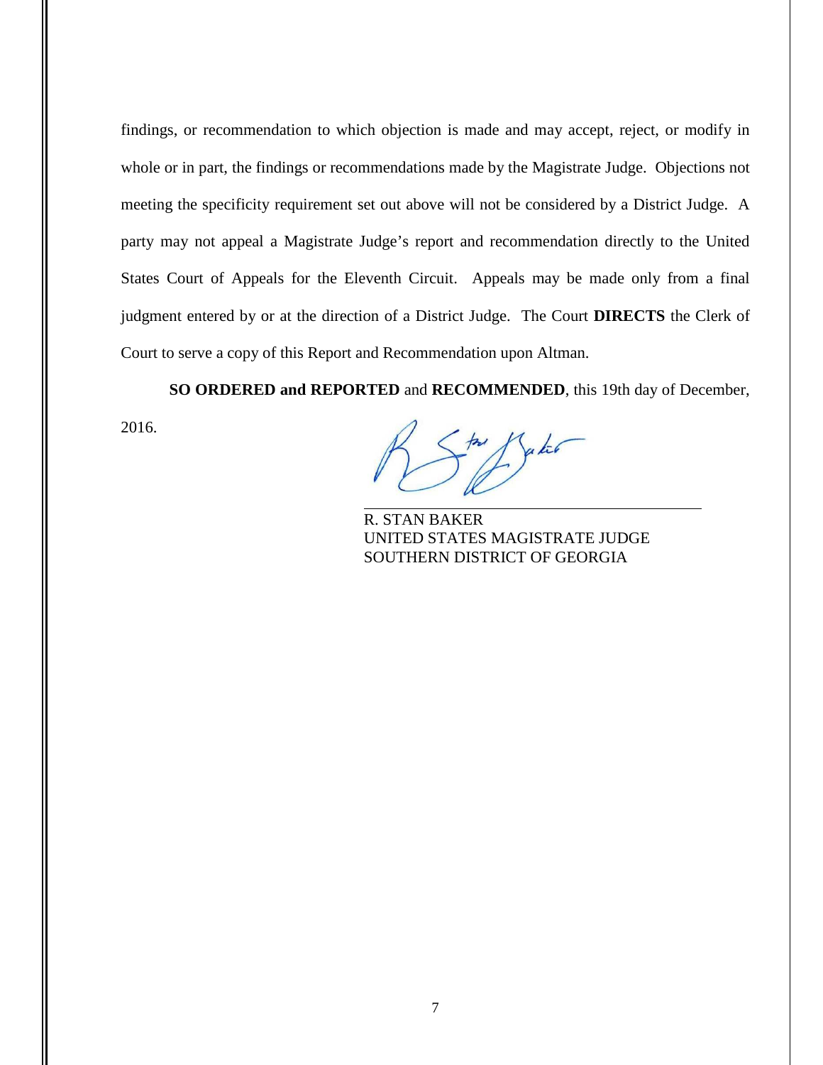findings, or recommendation to which objection is made and may accept, reject, or modify in whole or in part, the findings or recommendations made by the Magistrate Judge. Objections not meeting the specificity requirement set out above will not be considered by a District Judge. A party may not appeal a Magistrate Judge's report and recommendation directly to the United States Court of Appeals for the Eleventh Circuit. Appeals may be made only from a final judgment entered by or at the direction of a District Judge. The Court **DIRECTS** the Clerk of Court to serve a copy of this Report and Recommendation upon Altman.

**SO ORDERED and REPORTED** and **RECOMMENDED**, this 19th day of December, 2016.

R. STAN BAKER
UNITED STATES MAGISTRATE JUDGE
SOUTHERN DISTRICT OF GEORGIA